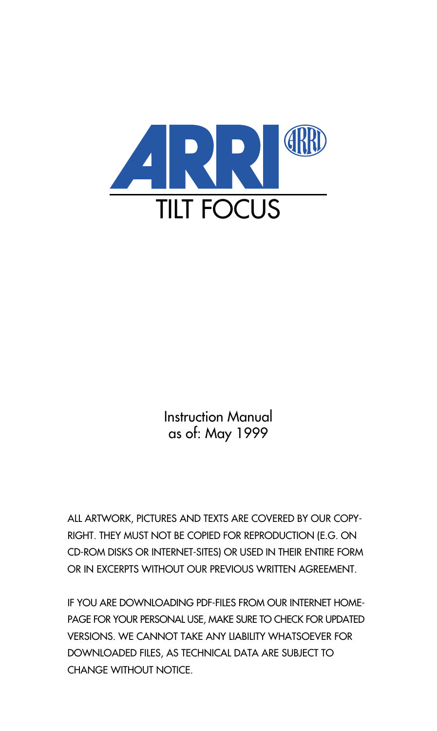# ARRI

## TILT FOCUS

Instruction Manual
as of: May 1999

ALL ARTWORK, PICTURES AND TEXTS ARE COVERED BY OUR COPY-RIGHT. THEY MUST NOT BE COPIED FOR REPRODUCTION (E.G. ON CD-ROM DISKS OR INTERNET-SITES) OR USED IN THEIR ENTIRE FORM OR IN EXCERPTS WITHOUT OUR PREVIOUS WRITTEN AGREEMENT.

IF YOU ARE DOWNLOADING PDF-FILES FROM OUR INTERNET HOME-PAGE FOR YOUR PERSONAL USE, MAKE SURE TO CHECK FOR UPDATED VERSIONS. WE CANNOT TAKE ANY LIABILITY WHATSOEVER FOR DOWNLOADED FILES, AS TECHNICAL DATA ARE SUBJECT TO CHANGE WITHOUT NOTICE.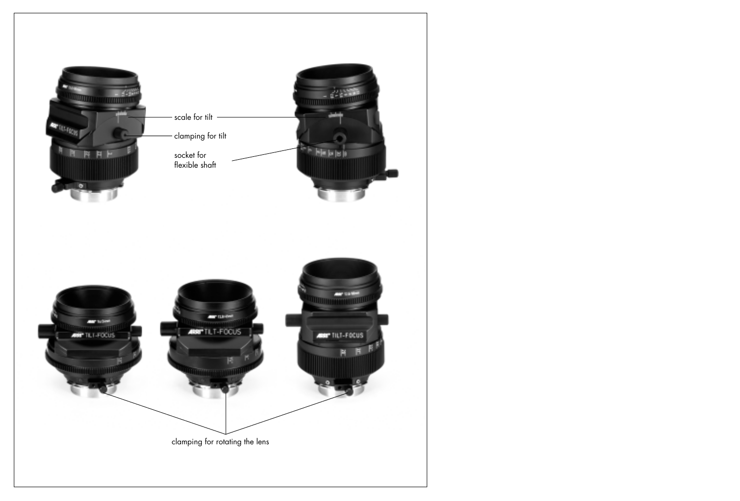scale for tilt

clamping for tilt

socket for
flexible shaft

clamping for rotating the lens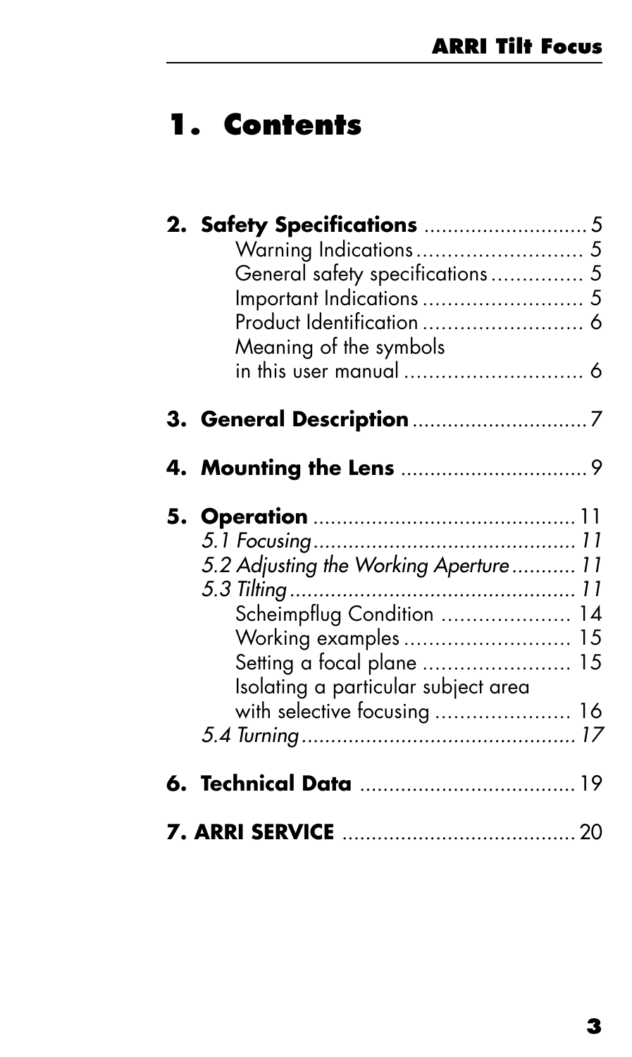# 1. Contents

**2. Safety Specifications** ............................ 5
- Warning Indications ........................... 5
- General safety specifications ............... 5
- Important Indications .......................... 5
- Product Identification .......................... 6
- Meaning of the symbols in this user manual ............................. 6

**3. General Description** .............................. 7

**4. Mounting the Lens** ................................ 9

**5. Operation** ............................................. 11
- *5.1 Focusing* ............................................. *11*
- *5.2 Adjusting the Working Aperture* ........... *11*
- *5.3 Tilting* ................................................. *11*
  - Scheimpflug Condition ..................... 14
  - Working examples ........................... 15
  - Setting a focal plane ........................ 15
  - Isolating a particular subject area with selective focusing ...................... 16
- *5.4 Turning* ............................................... *17*

**6. Technical Data** ..................................... 19

**7. ARRI SERVICE** ........................................ 20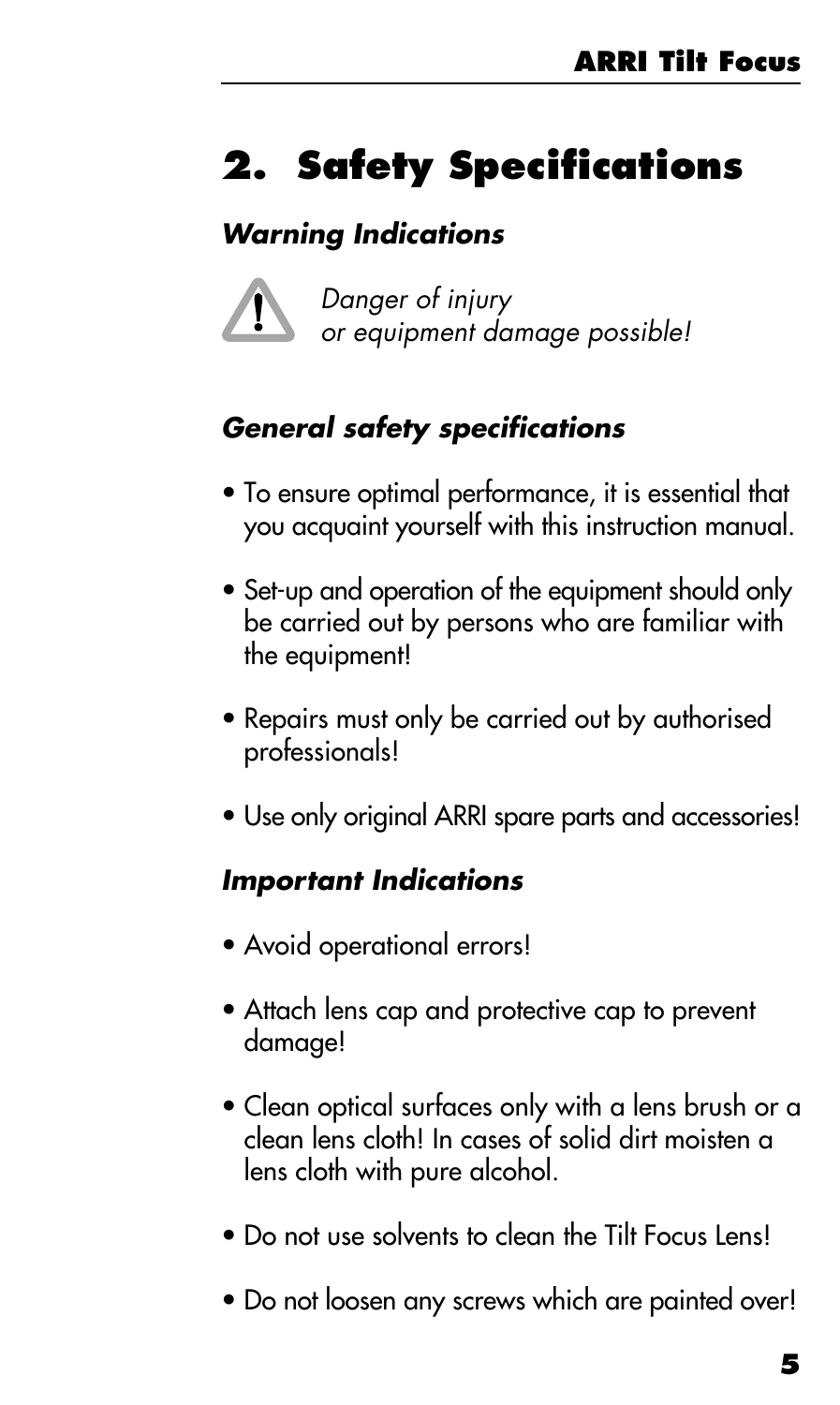# 2. Safety Specifications

### *Warning Indications*

! *Danger of injury or equipment damage possible!*

### *General safety specifications*

- To ensure optimal performance, it is essential that you acquaint yourself with this instruction manual.
- Set-up and operation of the equipment should only be carried out by persons who are familiar with the equipment!
- Repairs must only be carried out by authorised professionals!
- Use only original ARRI spare parts and accessories!

### *Important Indications*

- Avoid operational errors!
- Attach lens cap and protective cap to prevent damage!
- Clean optical surfaces only with a lens brush or a clean lens cloth! In cases of solid dirt moisten a lens cloth with pure alcohol.
- Do not use solvents to clean the Tilt Focus Lens!
- Do not loosen any screws which are painted over!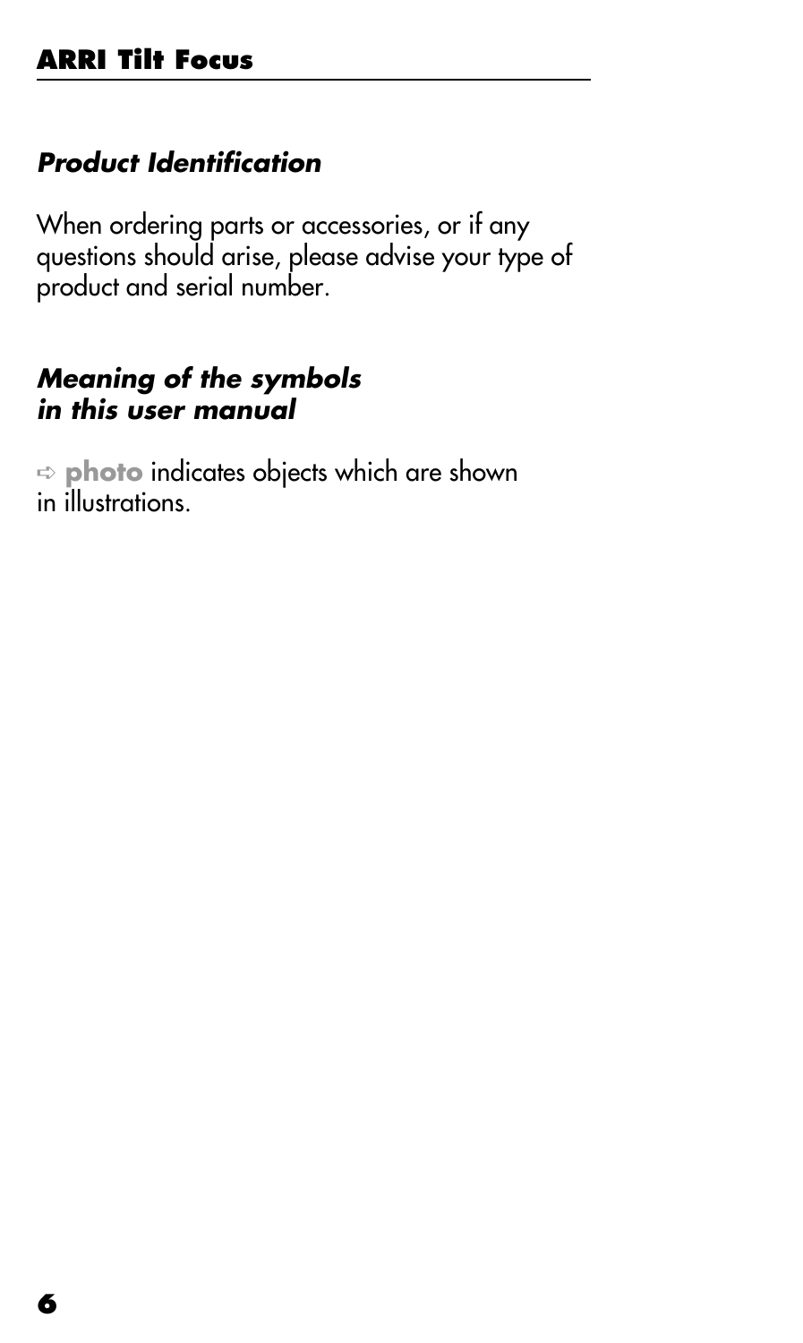## *Product Identification*

When ordering parts or accessories, or if any questions should arise, please advise your type of product and serial number.

## *Meaning of the symbols in this user manual*

⇨ **photo** indicates objects which are shown in illustrations.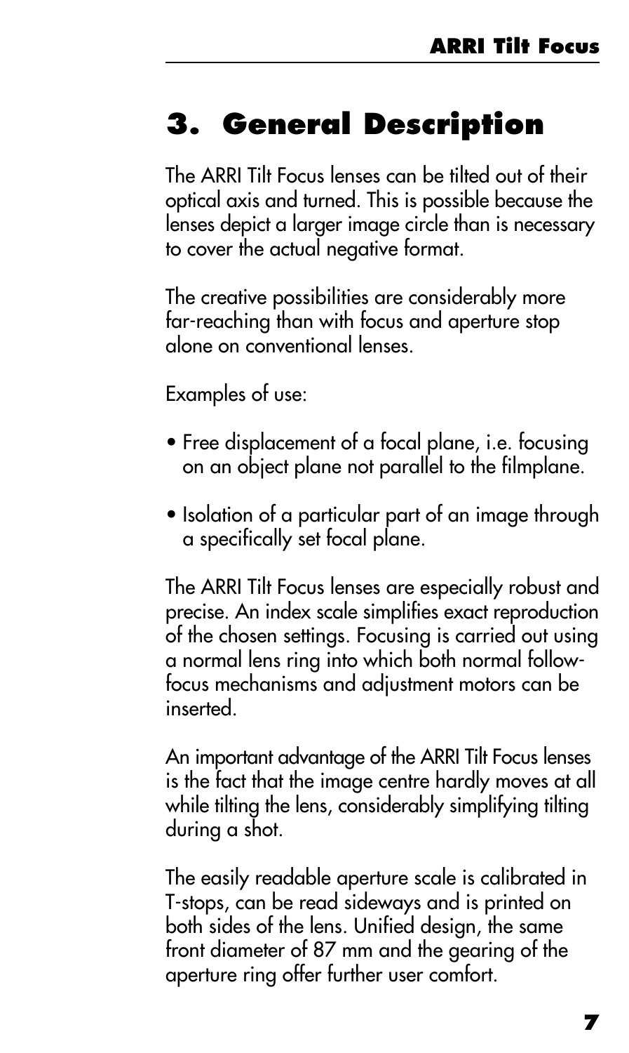# 3. General Description

The ARRI Tilt Focus lenses can be tilted out of their optical axis and turned. This is possible because the lenses depict a larger image circle than is necessary to cover the actual negative format.

The creative possibilities are considerably more far-reaching than with focus and aperture stop alone on conventional lenses.

Examples of use:

- Free displacement of a focal plane, i.e. focusing on an object plane not parallel to the filmplane.
- Isolation of a particular part of an image through a specifically set focal plane.

The ARRI Tilt Focus lenses are especially robust and precise. An index scale simplifies exact reproduction of the chosen settings. Focusing is carried out using a normal lens ring into which both normal follow-focus mechanisms and adjustment motors can be inserted.

An important advantage of the ARRI Tilt Focus lenses is the fact that the image centre hardly moves at all while tilting the lens, considerably simplifying tilting during a shot.

The easily readable aperture scale is calibrated in T-stops, can be read sideways and is printed on both sides of the lens. Unified design, the same front diameter of 87 mm and the gearing of the aperture ring offer further user comfort.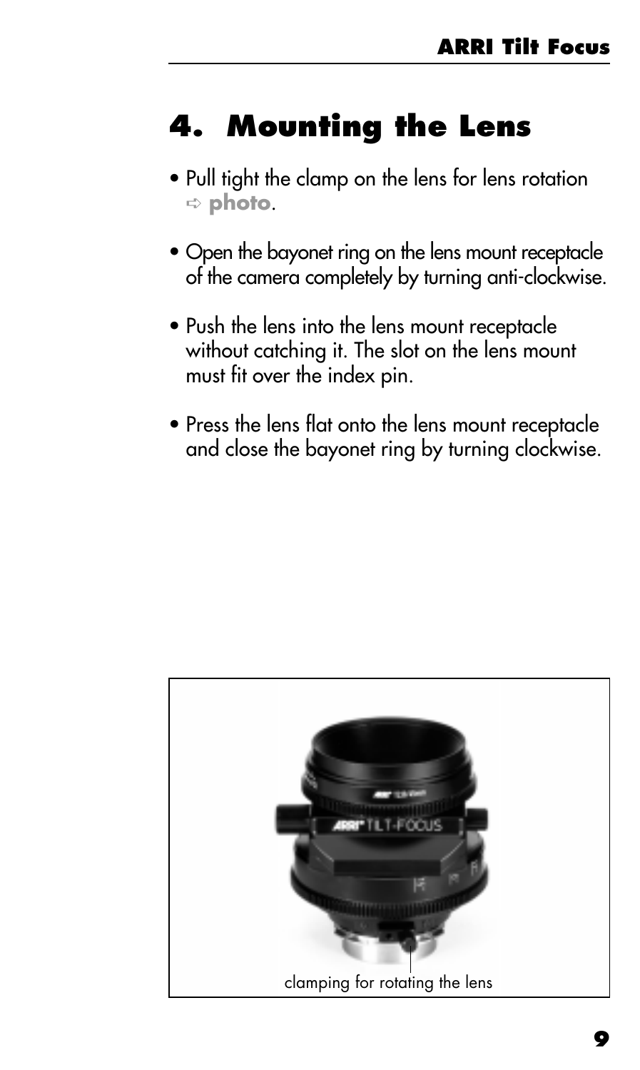# 4. Mounting the Lens

- Pull tight the clamp on the lens for lens rotation ⇨ **photo**.
- Open the bayonet ring on the lens mount receptacle of the camera completely by turning anti-clockwise.
- Push the lens into the lens mount receptacle without catching it. The slot on the lens mount must fit over the index pin.
- Press the lens flat onto the lens mount receptacle and close the bayonet ring by turning clockwise.

clamping for rotating the lens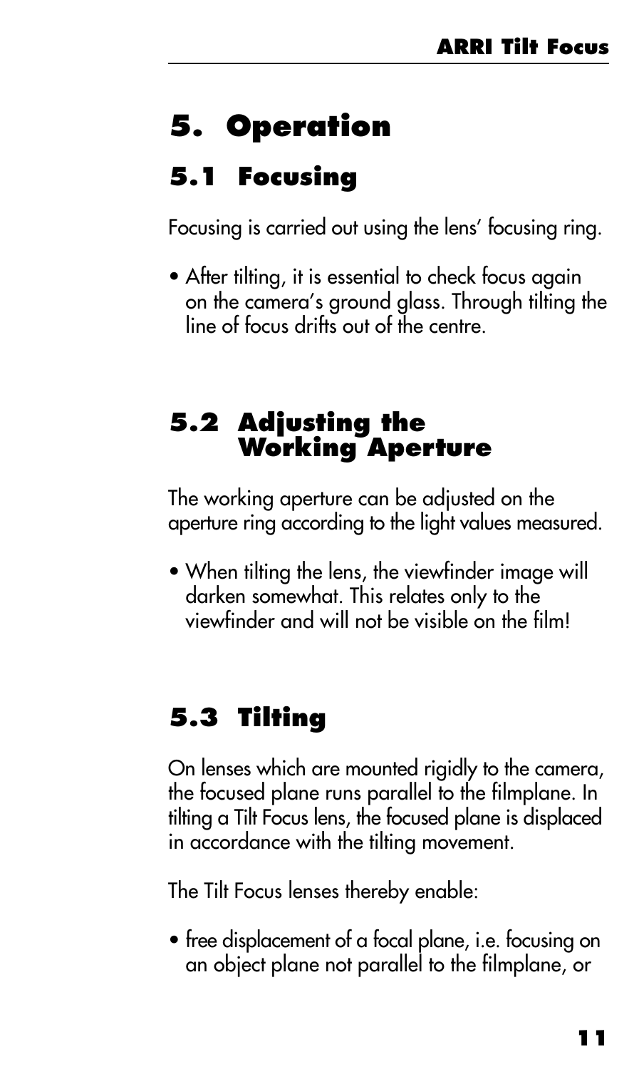# 5. Operation

## 5.1 Focusing

Focusing is carried out using the lens' focusing ring.

- After tilting, it is essential to check focus again on the camera's ground glass. Through tilting the line of focus drifts out of the centre.

## 5.2 Adjusting the Working Aperture

The working aperture can be adjusted on the aperture ring according to the light values measured.

- When tilting the lens, the viewfinder image will darken somewhat. This relates only to the viewfinder and will not be visible on the film!

## 5.3 Tilting

On lenses which are mounted rigidly to the camera, the focused plane runs parallel to the filmplane. In tilting a Tilt Focus lens, the focused plane is displaced in accordance with the tilting movement.

The Tilt Focus lenses thereby enable:

- free displacement of a focal plane, i.e. focusing on an object plane not parallel to the filmplane, or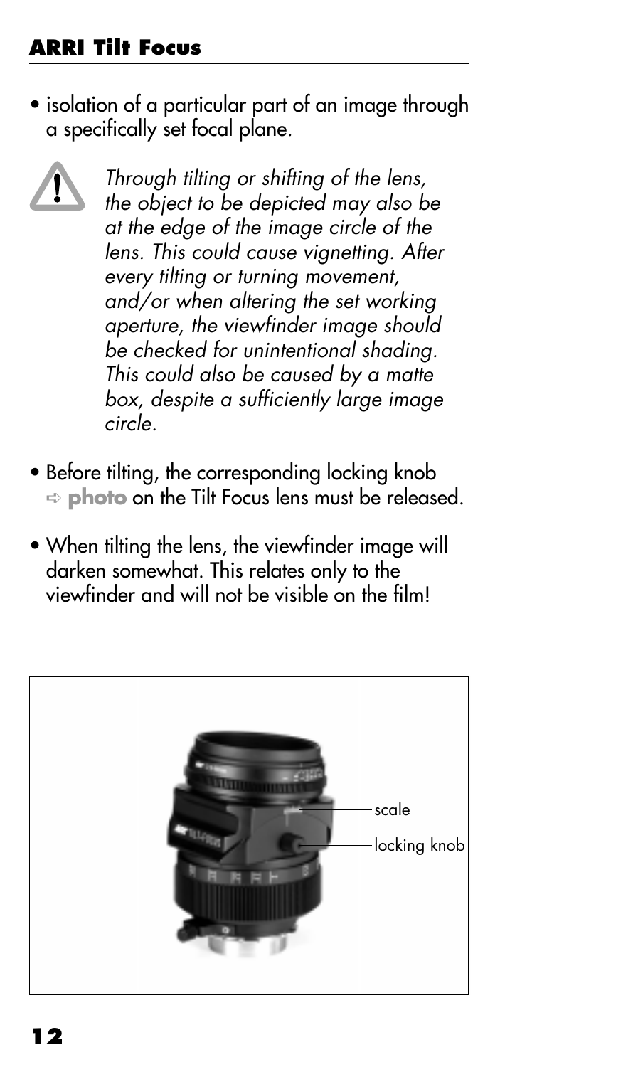- isolation of a particular part of an image through a specifically set focal plane.

> *Through tilting or shifting of the lens, the object to be depicted may also be at the edge of the image circle of the lens. This could cause vignetting. After every tilting or turning movement, and/or when altering the set working aperture, the viewfinder image should be checked for unintentional shading. This could also be caused by a matte box, despite a sufficiently large image circle.*

- Before tilting, the corresponding locking knob ⇨ **photo** on the Tilt Focus lens must be released.

- When tilting the lens, the viewfinder image will darken somewhat. This relates only to the viewfinder and will not be visible on the film!

scale

locking knob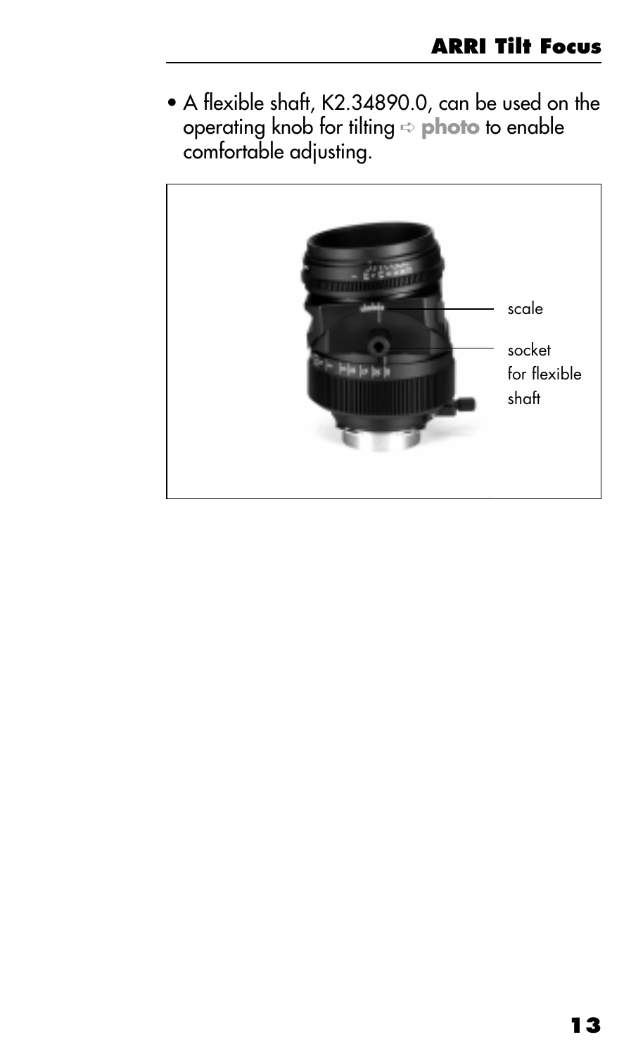- A flexible shaft, K2.34890.0, can be used on the operating knob for tilting ⇨ **photo** to enable comfortable adjusting.

scale

socket for flexible shaft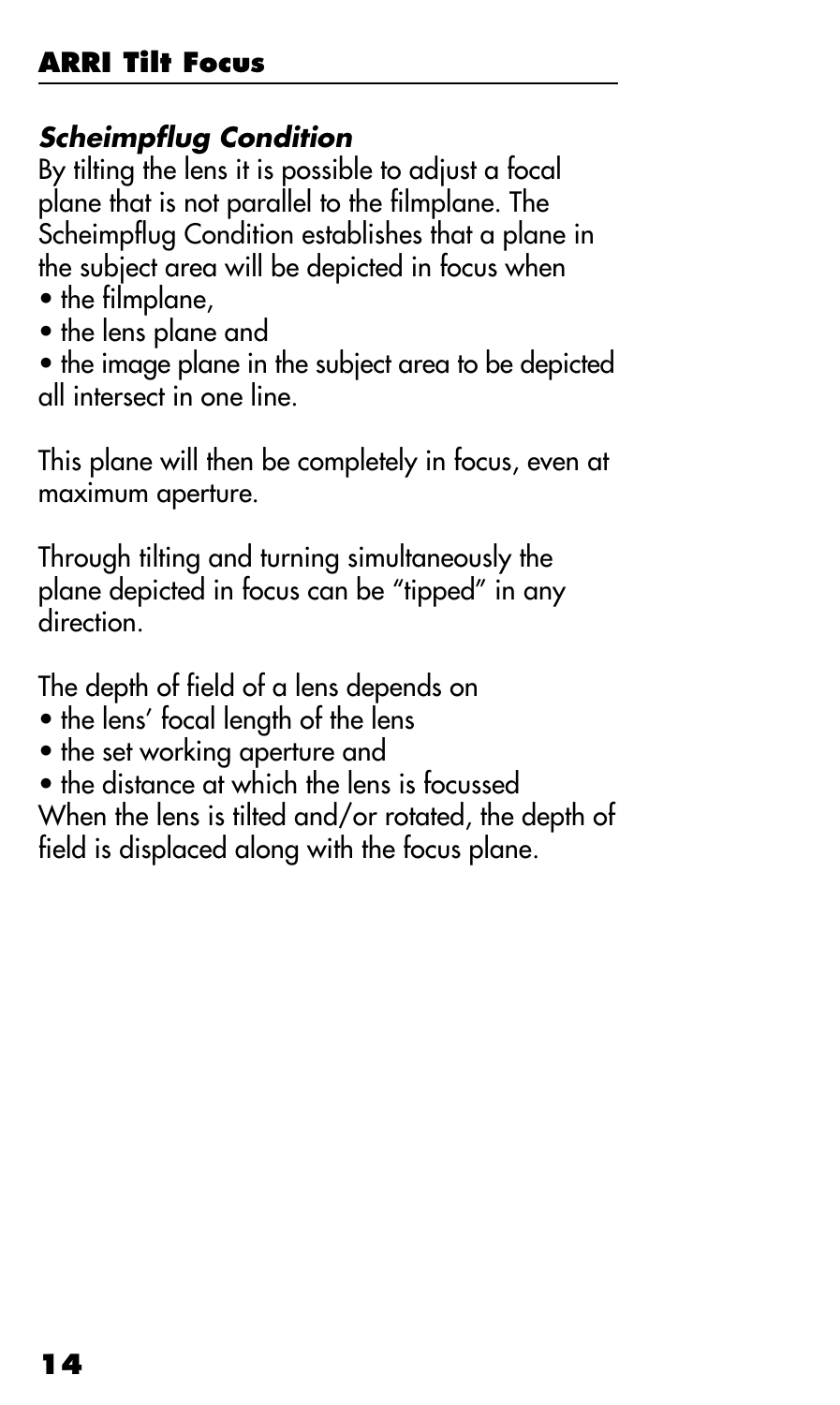## *Scheimpflug Condition*

By tilting the lens it is possible to adjust a focal plane that is not parallel to the filmplane. The Scheimpflug Condition establishes that a plane in the subject area will be depicted in focus when

- the filmplane,
- the lens plane and
- the image plane in the subject area to be depicted

all intersect in one line.

This plane will then be completely in focus, even at maximum aperture.

Through tilting and turning simultaneously the plane depicted in focus can be "tipped" in any direction.

The depth of field of a lens depends on

- the lens' focal length of the lens
- the set working aperture and
- the distance at which the lens is focussed

When the lens is tilted and/or rotated, the depth of field is displaced along with the focus plane.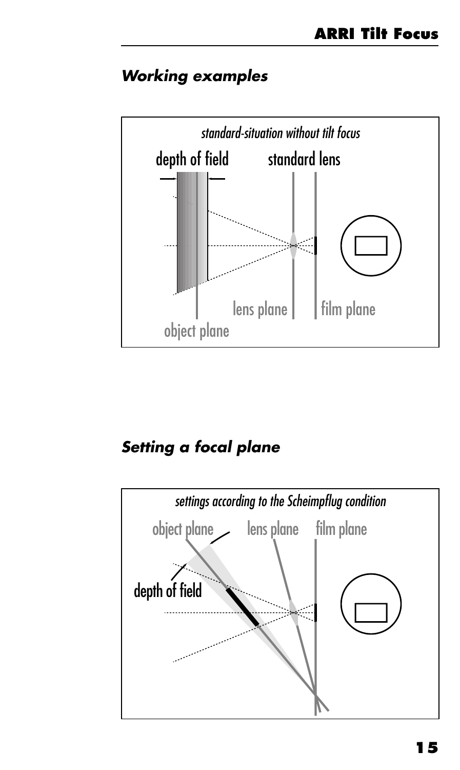## *Working examples*

*standard-situation without tilt focus*

depth of field

standard lens

lens plane

film plane

object plane

## *Setting a focal plane*

*settings according to the Scheimpflug condition*

object plane

lens plane

film plane

depth of field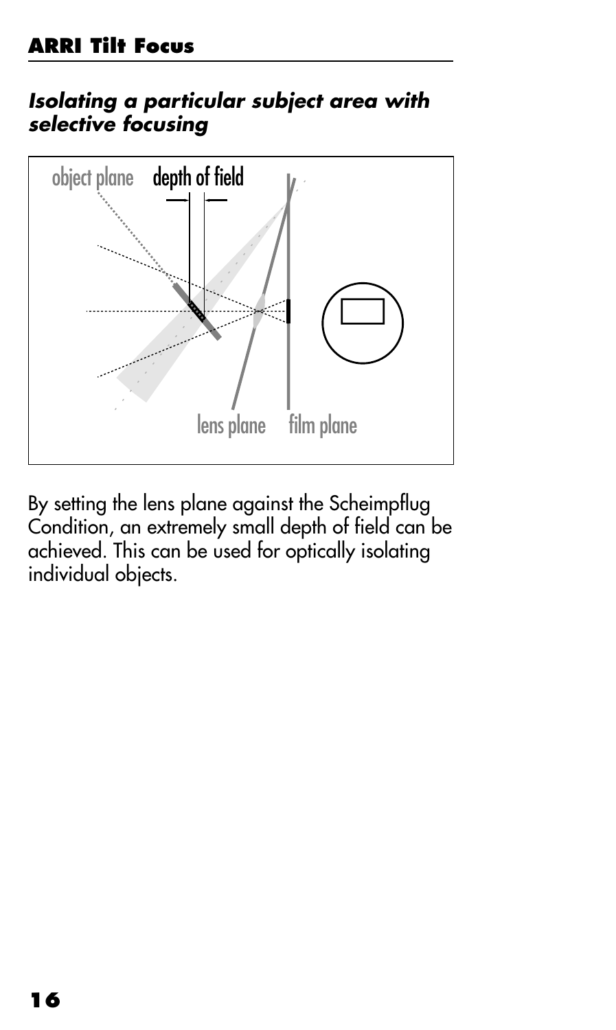## *Isolating a particular subject area with selective focusing*

object plane

depth of field

lens plane

film plane

By setting the lens plane against the Scheimpflug Condition, an extremely small depth of field can be achieved. This can be used for optically isolating individual objects.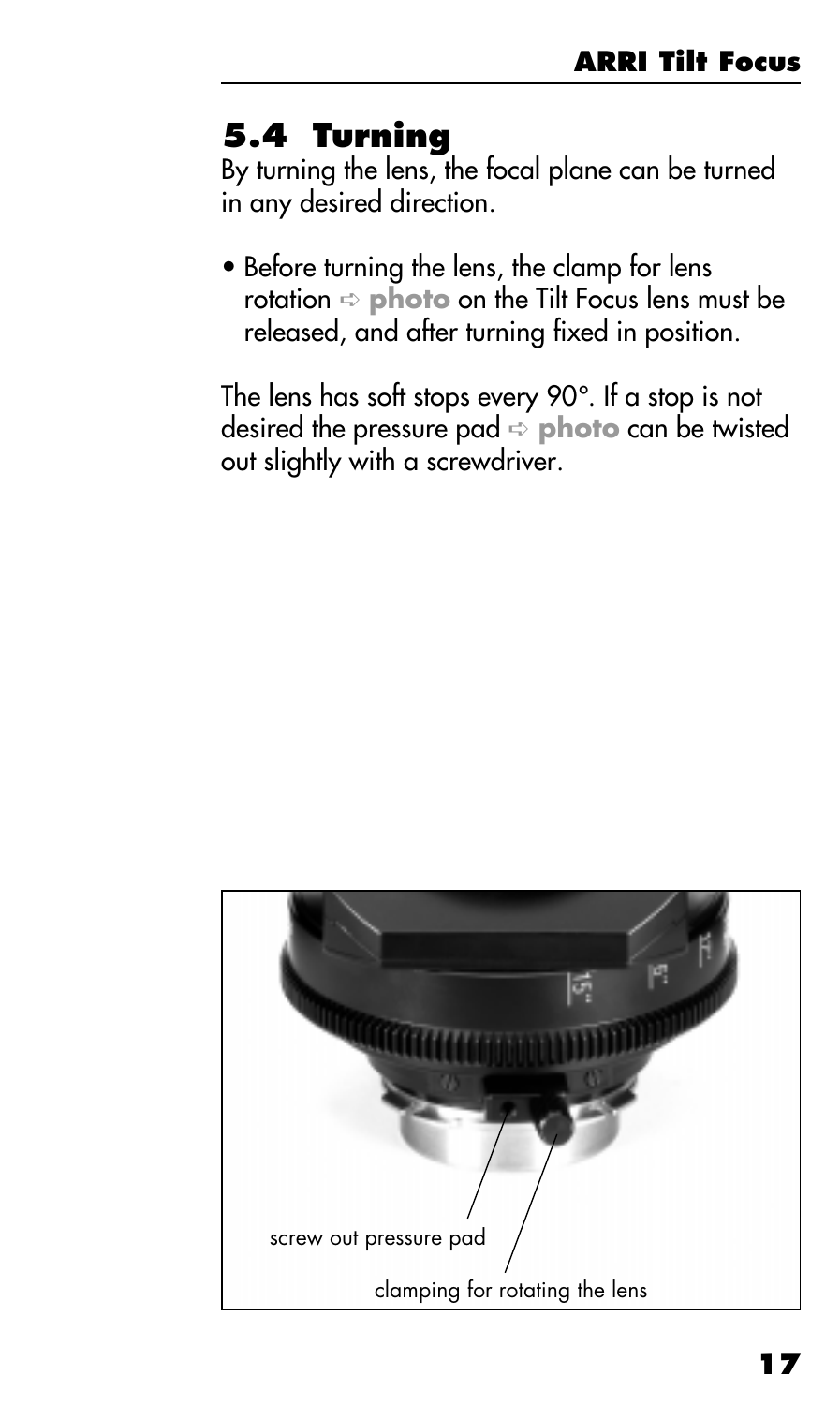## 5.4 Turning

By turning the lens, the focal plane can be turned in any desired direction.

- Before turning the lens, the clamp for lens rotation ➪ **photo** on the Tilt Focus lens must be released, and after turning fixed in position.

The lens has soft stops every 90°. If a stop is not desired the pressure pad ➪ **photo** can be twisted out slightly with a screwdriver.

screw out pressure pad

clamping for rotating the lens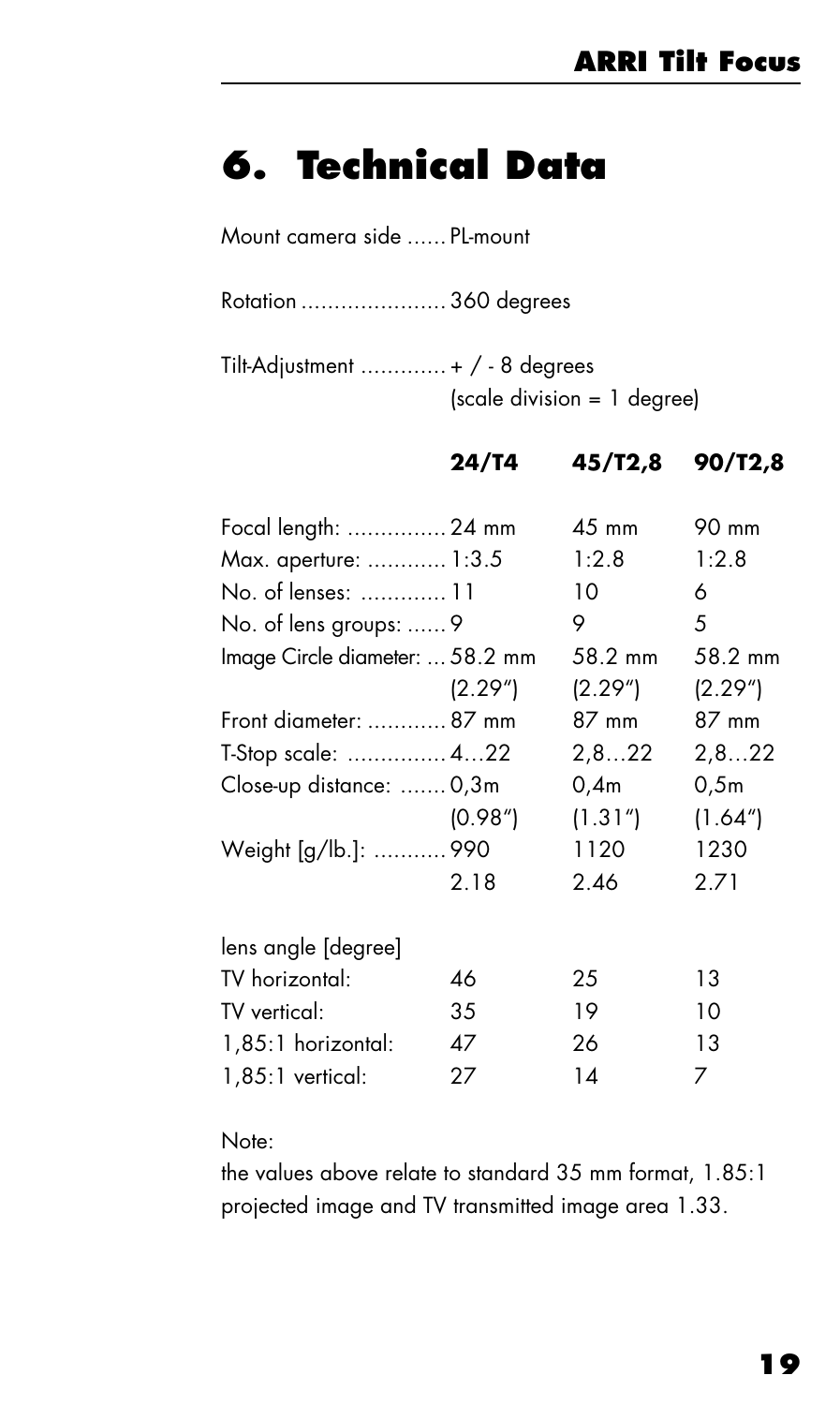# 6. Technical Data

Mount camera side ...... PL-mount

Rotation ...................... 360 degrees

Tilt-Adjustment ............ + / - 8 degrees
(scale division = 1 degree)

| | **24/T4** | **45/T2,8** | **90/T2,8** |
|---|---|---|---|
| Focal length: ............... | 24 mm | 45 mm | 90 mm |
| Max. aperture: ............ | 1:3.5 | 1:2.8 | 1:2.8 |
| No. of lenses: ............ | 11 | 10 | 6 |
| No. of lens groups: ...... | 9 | 9 | 5 |
| Image Circle diameter: ... | 58.2 mm (2.29″) | 58.2 mm (2.29″) | 58.2 mm (2.29″) |
| Front diameter: ............ | 87 mm | 87 mm | 87 mm |
| T-Stop scale: ............... | 4…22 | 2,8…22 | 2,8…22 |
| Close-up distance: ....... | 0,3m (0.98″) | 0,4m (1.31″) | 0,5m (1.64″) |
| Weight [g/lb.]: ........... | 990 / 2.18 | 1120 / 2.46 | 1230 / 2.71 |
| lens angle [degree] | | | |
| TV horizontal: | 46 | 25 | 13 |
| TV vertical: | 35 | 19 | 10 |
| 1,85:1 horizontal: | 47 | 26 | 13 |
| 1,85:1 vertical: | 27 | 14 | 7 |

Note:
the values above relate to standard 35 mm format, 1.85:1 projected image and TV transmitted image area 1.33.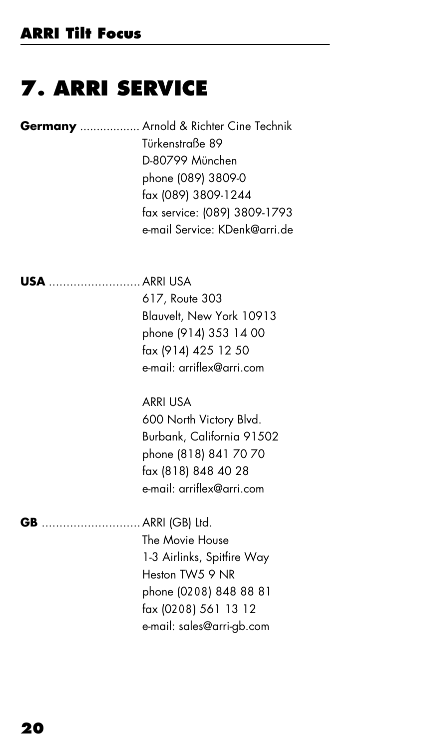# 7. ARRI SERVICE

**Germany** .................. Arnold & Richter Cine Technik
Türkenstraße 89
D-80799 München
phone (089) 3809-0
fax (089) 3809-1244
fax service: (089) 3809-1793
e-mail Service: KDenk@arri.de

**USA** .......................... ARRI USA
617, Route 303
Blauvelt, New York 10913
phone (914) 353 14 00
fax (914) 425 12 50
e-mail: arriflex@arri.com

ARRI USA
600 North Victory Blvd.
Burbank, California 91502
phone (818) 841 70 70
fax (818) 848 40 28
e-mail: arriflex@arri.com

**GB** ............................ ARRI (GB) Ltd.
The Movie House
1-3 Airlinks, Spitfire Way
Heston TW5 9 NR
phone (0208) 848 88 81
fax (0208) 561 13 12
e-mail: sales@arri-gb.com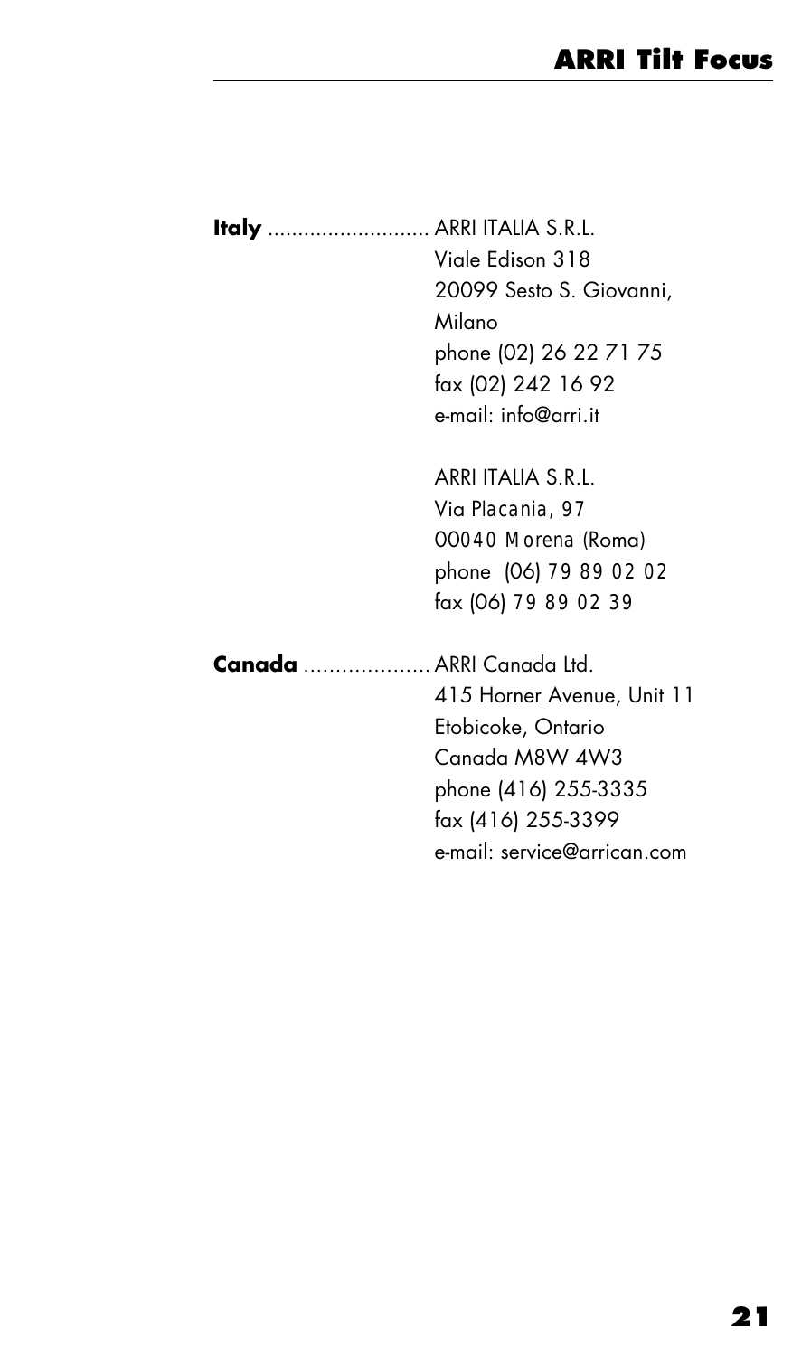**Italy** .......................... ARRI ITALIA S.R.L.
Viale Edison 318
20099 Sesto S. Giovanni,
Milano
phone (02) 26 22 71 75
fax (02) 242 16 92
e-mail: info@arri.it

ARRI ITALIA S.R.L.
Via Placania, 97
00040 Morena (Roma)
phone (06) 79 89 02 02
fax (06) 79 89 02 39

**Canada** .................... ARRI Canada Ltd.
415 Horner Avenue, Unit 11
Etobicoke, Ontario
Canada M8W 4W3
phone (416) 255-3335
fax (416) 255-3399
e-mail: service@arrican.com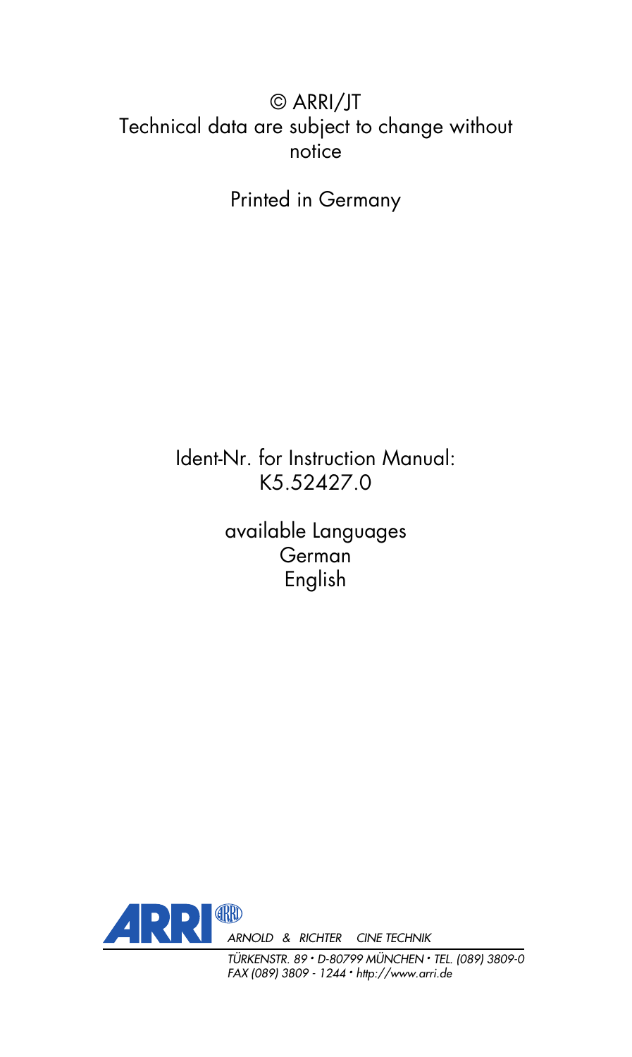© ARRI/JT
Technical data are subject to change without notice

Printed in Germany

Ident-Nr. for Instruction Manual:
K5.52427.0

available Languages
German
English

ARRI

*ARNOLD & RICHTER CINE TECHNIK*

*TÜRKENSTR. 89 • D-80799 MÜNCHEN • TEL. (089) 3809-0*
*FAX (089) 3809 - 1244 • http://www.arri.de*